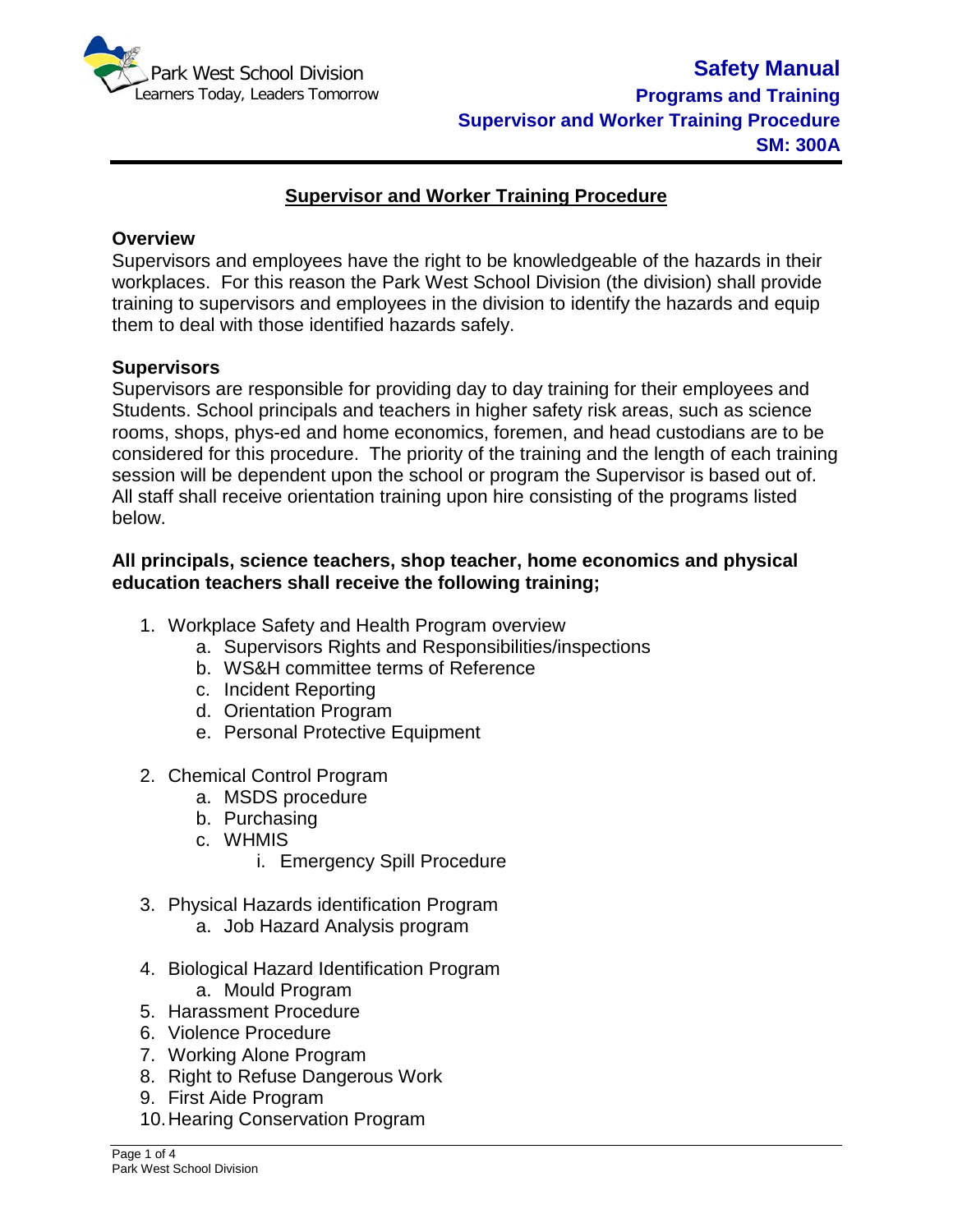# Supervisor and Worker Training Procedure

## Overview

Supervisors and employees have the right to be knowledgeable of the hazards in their workplaces. For this reason the Park West School Division (the division) shall provide training to supervisors and employees in the division to identify the hazards and equip them to deal with those identified hazards safely.

## Supervisors

Supervisors are responsible for providing day to day training for their employees and Students. School principals and teachers in higher safety risk areas, such as science rooms, shops, phys-ed and home economics, foremen, and head custodians are to be considered for this procedure. The priority of the training and the length of each training session will be dependent upon the school or program the Supervisor is based out of. All staff shall receive orientation training upon hire consisting of the programs listed below.

**All principals, science teachers, shop teacher, home economics and physical education teachers shall receive the following training;**

1. Workplace Safety and Health Program overview
   a. Supervisors Rights and Responsibilities/inspections
   b. WS&H committee terms of Reference
   c. Incident Reporting
   d. Orientation Program
   e. Personal Protective Equipment

2. Chemical Control Program
   a. MSDS procedure
   b. Purchasing
   c. WHMIS
      i. Emergency Spill Procedure

3. Physical Hazards identification Program
   a. Job Hazard Analysis program

4. Biological Hazard Identification Program
   a. Mould Program
5. Harassment Procedure
6. Violence Procedure
7. Working Alone Program
8. Right to Refuse Dangerous Work
9. First Aide Program
10. Hearing Conservation Program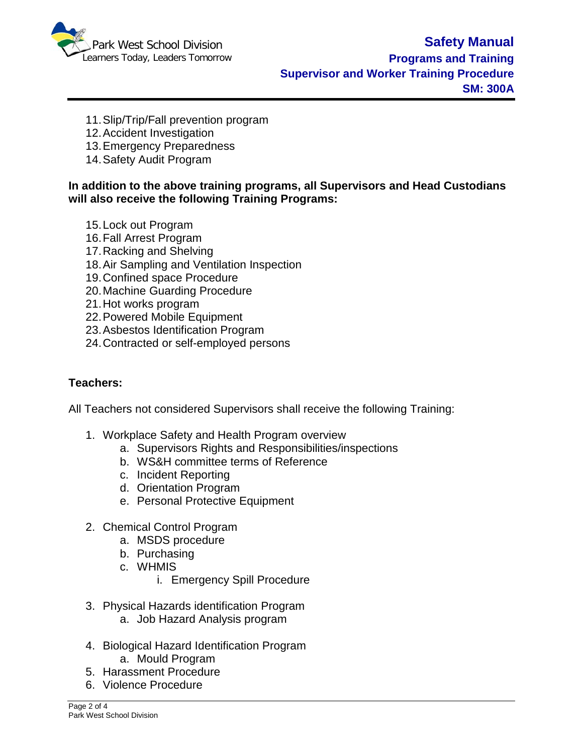11. Slip/Trip/Fall prevention program
12. Accident Investigation
13. Emergency Preparedness
14. Safety Audit Program

**In addition to the above training programs, all Supervisors and Head Custodians will also receive the following Training Programs:**

15. Lock out Program
16. Fall Arrest Program
17. Racking and Shelving
18. Air Sampling and Ventilation Inspection
19. Confined space Procedure
20. Machine Guarding Procedure
21. Hot works program
22. Powered Mobile Equipment
23. Asbestos Identification Program
24. Contracted or self-employed persons

**Teachers:**

All Teachers not considered Supervisors shall receive the following Training:

1. Workplace Safety and Health Program overview
   a. Supervisors Rights and Responsibilities/inspections
   b. WS&H committee terms of Reference
   c. Incident Reporting
   d. Orientation Program
   e. Personal Protective Equipment

2. Chemical Control Program
   a. MSDS procedure
   b. Purchasing
   c. WHMIS
      i. Emergency Spill Procedure

3. Physical Hazards identification Program
   a. Job Hazard Analysis program

4. Biological Hazard Identification Program
   a. Mould Program
5. Harassment Procedure
6. Violence Procedure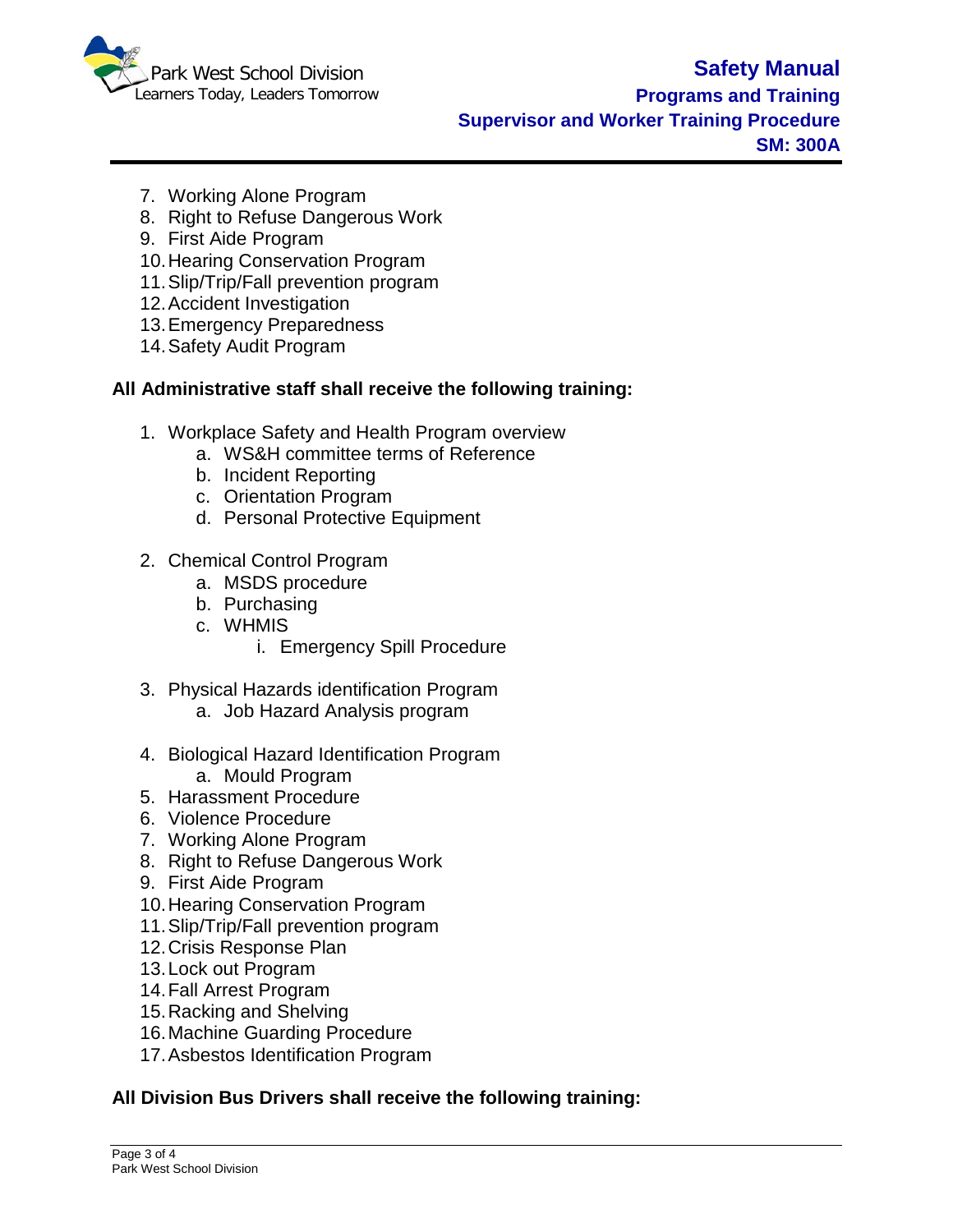7. Working Alone Program
8. Right to Refuse Dangerous Work
9. First Aide Program
10. Hearing Conservation Program
11. Slip/Trip/Fall prevention program
12. Accident Investigation
13. Emergency Preparedness
14. Safety Audit Program

**All Administrative staff shall receive the following training:**

1. Workplace Safety and Health Program overview
   a. WS&H committee terms of Reference
   b. Incident Reporting
   c. Orientation Program
   d. Personal Protective Equipment

2. Chemical Control Program
   a. MSDS procedure
   b. Purchasing
   c. WHMIS
      i. Emergency Spill Procedure

3. Physical Hazards identification Program
   a. Job Hazard Analysis program

4. Biological Hazard Identification Program
   a. Mould Program
5. Harassment Procedure
6. Violence Procedure
7. Working Alone Program
8. Right to Refuse Dangerous Work
9. First Aide Program
10. Hearing Conservation Program
11. Slip/Trip/Fall prevention program
12. Crisis Response Plan
13. Lock out Program
14. Fall Arrest Program
15. Racking and Shelving
16. Machine Guarding Procedure
17. Asbestos Identification Program

**All Division Bus Drivers shall receive the following training:**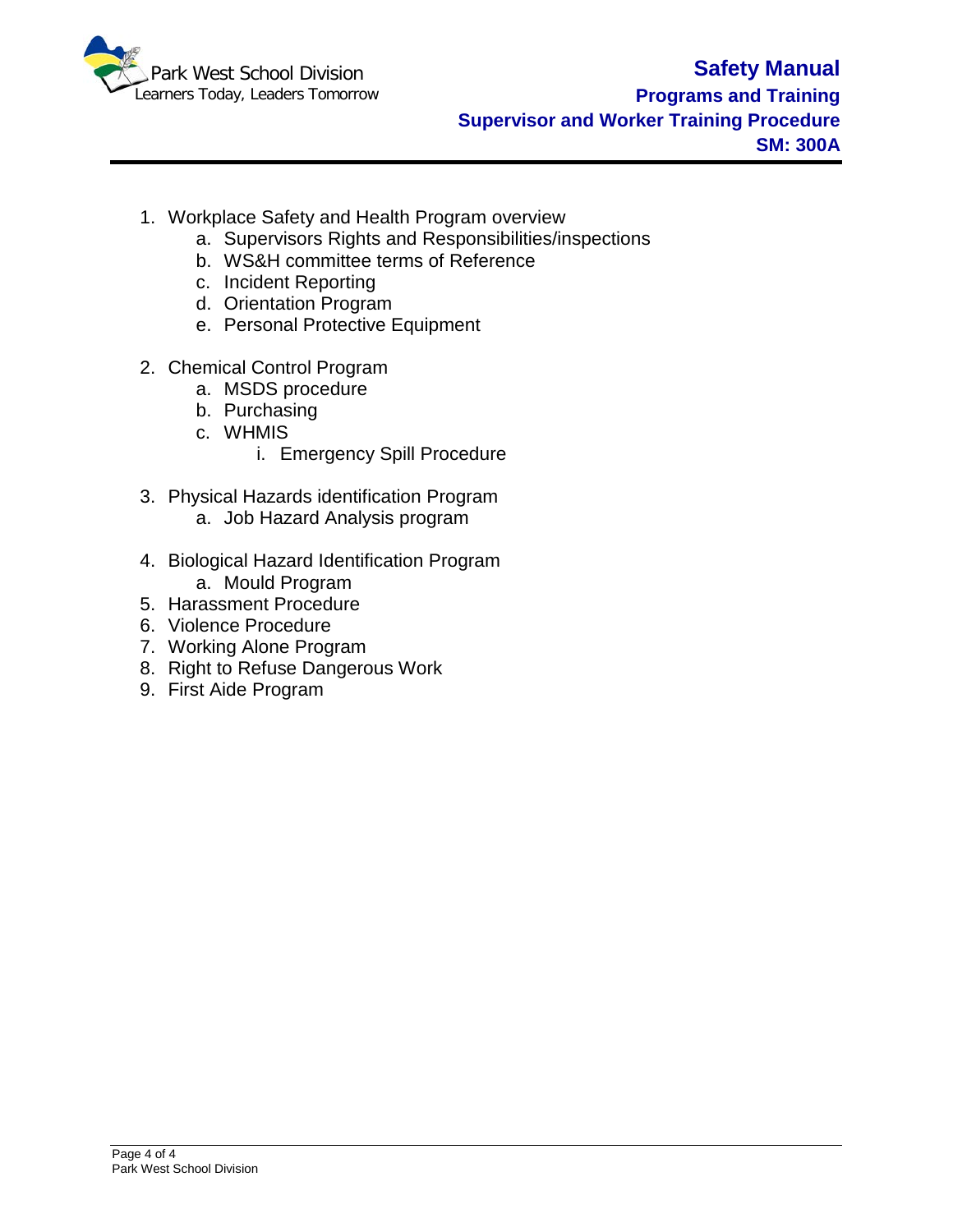1. Workplace Safety and Health Program overview
    a. Supervisors Rights and Responsibilities/inspections
    b. WS&H committee terms of Reference
    c. Incident Reporting
    d. Orientation Program
    e. Personal Protective Equipment

2. Chemical Control Program
    a. MSDS procedure
    b. Purchasing
    c. WHMIS
        i. Emergency Spill Procedure

3. Physical Hazards identification Program
    a. Job Hazard Analysis program

4. Biological Hazard Identification Program
    a. Mould Program
5. Harassment Procedure
6. Violence Procedure
7. Working Alone Program
8. Right to Refuse Dangerous Work
9. First Aide Program